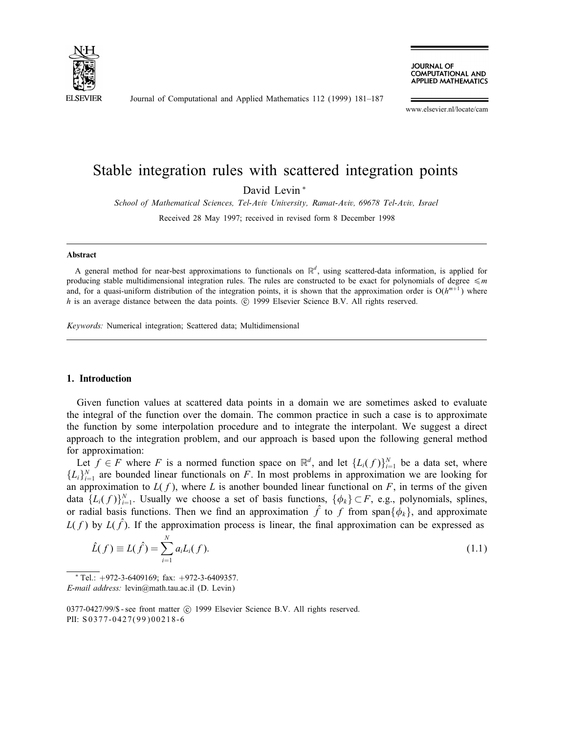# Stable integration rules with scattered integration points

David Levin *

*School of Mathematical Sciences, Tel-Aviv University, Ramat-Aviv, 69678 Tel-Aviv, Israel*

Received 28 May 1997; received in revised form 8 December 1998

---

**Abstract**

A general method for near-best approximations to functionals on $\mathbb{R}^d$, using scattered-data information, is applied for producing stable multidimensional integration rules. The rules are constructed to be exact for polynomials of degree $\leqslant m$ and, for a quasi-uniform distribution of the integration points, it is shown that the approximation order is $O(h^{m+1})$ where $h$ is an average distance between the data points. © 1999 Elsevier Science B.V. All rights reserved.

*Keywords:* Numerical integration; Scattered data; Multidimensional

---

## 1. Introduction

Given function values at scattered data points in a domain we are sometimes asked to evaluate the integral of the function over the domain. The common practice in such a case is to approximate the function by some interpolation procedure and to integrate the interpolant. We suggest a direct approach to the integration problem, and our approach is based upon the following general method for approximation:

Let $f \in F$ where $F$ is a normed function space on $\mathbb{R}^d$, and let $\{L_i(f)\}_{i=1}^N$ be a data set, where $\{L_i\}_{i=1}^N$ are bounded linear functionals on $F$. In most problems in approximation we are looking for an approximation to $L(f)$, where $L$ is another bounded linear functional on $F$, in terms of the given data $\{L_i(f)\}_{i=1}^N$. Usually we choose a set of basis functions, $\{\phi_k\} \subset F$, e.g., polynomials, splines, or radial basis functions. Then we find an approximation $\hat{f}$ to $f$ from span$\{\phi_k\}$, and approximate $L(f)$ by $L(\hat{f})$. If the approximation process is linear, the final approximation can be expressed as

$$\hat{L}(f) \equiv L(\hat{f}) = \sum_{i=1}^{N} a_i L_i(f). \tag{1.1}$$

---

* Tel.: +972-3-6409169; fax: +972-3-6409357.
*E-mail address:* levin@math.tau.ac.il (D. Levin)

0377-0427/99/\$ - see front matter © 1999 Elsevier Science B.V. All rights reserved.
PII: S0377-0427(99)00218-6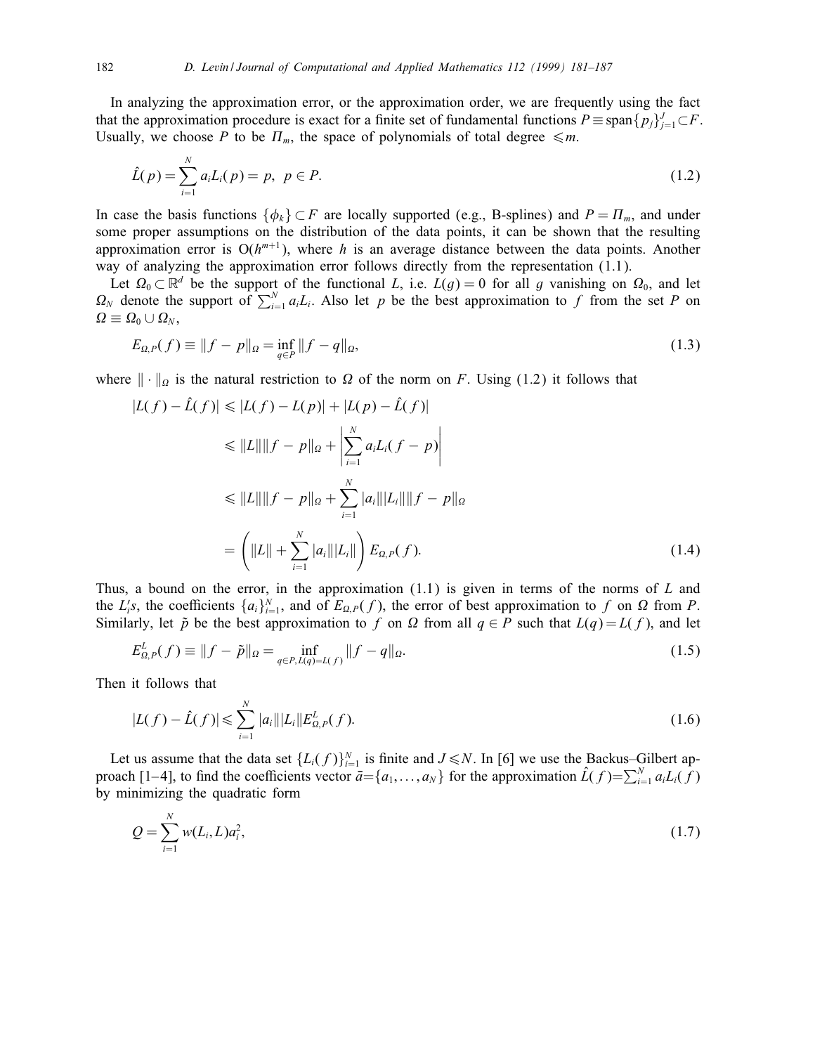In analyzing the approximation error, or the approximation order, we are frequently using the fact that the approximation procedure is exact for a finite set of fundamental functions $P \equiv \operatorname{span}\{p_j\}_{j=1}^J \subset F$. Usually, we choose $P$ to be $\Pi_m$, the space of polynomials of total degree $\leqslant m$.

$$\hat{L}(p) = \sum_{i=1}^N a_i L_i(p) = p, \quad p \in P. \tag{1.2}$$

In case the basis functions $\{\phi_k\} \subset F$ are locally supported (e.g., B-splines) and $P = \Pi_m$, and under some proper assumptions on the distribution of the data points, it can be shown that the resulting approximation error is $O(h^{m+1})$, where $h$ is an average distance between the data points. Another way of analyzing the approximation error follows directly from the representation (1.1).

Let $\Omega_0 \subset \mathbb{R}^d$ be the support of the functional $L$, i.e. $L(g) = 0$ for all $g$ vanishing on $\Omega_0$, and let $\Omega_N$ denote the support of $\sum_{i=1}^N a_i L_i$. Also let $p$ be the best approximation to $f$ from the set $P$ on $\Omega \equiv \Omega_0 \cup \Omega_N$,

$$E_{\Omega,P}(f) \equiv \|f - p\|_\Omega = \inf_{q \in P} \|f - q\|_\Omega, \tag{1.3}$$

where $\|\cdot\|_\Omega$ is the natural restriction to $\Omega$ of the norm on $F$. Using (1.2) it follows that

$$\begin{aligned}
|L(f) - \hat{L}(f)| &\leqslant |L(f) - L(p)| + |L(p) - \hat{L}(f)| \\
&\leqslant \|L\|\|f - p\|_\Omega + \left| \sum_{i=1}^N a_i L_i(f - p) \right| \\
&\leqslant \|L\|\|f - p\|_\Omega + \sum_{i=1}^N |a_i|\|L_i\|\|f - p\|_\Omega \\
&= \left( \|L\| + \sum_{i=1}^N |a_i|\|L_i\| \right) E_{\Omega,P}(f).
\end{aligned} \tag{1.4}$$

Thus, a bound on the error, in the approximation (1.1) is given in terms of the norms of $L$ and the $L_i's$, the coefficients $\{a_i\}_{i=1}^N$, and of $E_{\Omega,P}(f)$, the error of best approximation to $f$ on $\Omega$ from $P$. Similarly, let $\tilde{p}$ be the best approximation to $f$ on $\Omega$ from all $q \in P$ such that $L(q) = L(f)$, and let

$$E^L_{\Omega,P}(f) \equiv \|f - \tilde{p}\|_\Omega = \inf_{q \in P, L(q) = L(f)} \|f - q\|_\Omega. \tag{1.5}$$

Then it follows that

$$|L(f) - \hat{L}(f)| \leqslant \sum_{i=1}^N |a_i|\|L_i\| E^L_{\Omega,P}(f). \tag{1.6}$$

Let us assume that the data set $\{L_i(f)\}_{i=1}^N$ is finite and $J \leqslant N$. In [6] we use the Backus–Gilbert approach [1–4], to find the coefficients vector $\bar{a} = \{a_1, \ldots, a_N\}$ for the approximation $\hat{L}(f) = \sum_{i=1}^N a_i L_i(f)$ by minimizing the quadratic form

$$Q = \sum_{i=1}^N w(L_i, L) a_i^2, \tag{1.7}$$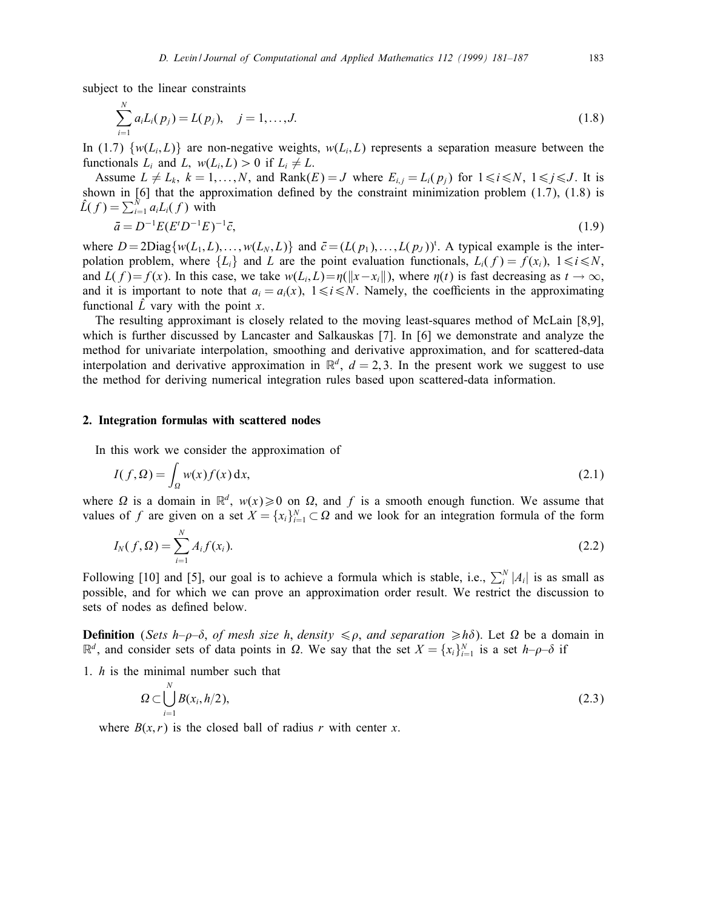subject to the linear constraints

$$\sum_{i=1}^{N} a_i L_i(p_j) = L(p_j), \quad j = 1, \ldots, J. \tag{1.8}$$

In (1.7) $\{w(L_i, L)\}$ are non-negative weights, $w(L_i, L)$ represents a separation measure between the functionals $L_i$ and $L$, $w(L_i, L) > 0$ if $L_i \neq L$.

Assume $L \neq L_k$, $k = 1, \ldots, N$, and $\text{Rank}(E) = J$ where $E_{i,j} = L_i(p_j)$ for $1 \leqslant i \leqslant N$, $1 \leqslant j \leqslant J$. It is shown in [6] that the approximation defined by the constraint minimization problem (1.7), (1.8) is $\hat{L}(f) = \sum_{i=1}^{N} a_i L_i(f)$ with

$$\bar{a} = D^{-1} E (E^t D^{-1} E)^{-1} \bar{c}, \tag{1.9}$$

where $D = 2\text{Diag}\{w(L_1, L), \ldots, w(L_N, L)\}$ and $\bar{c} = (L(p_1), \ldots, L(p_J))^t$. A typical example is the interpolation problem, where $\{L_i\}$ and $L$ are the point evaluation functionals, $L_i(f) = f(x_i)$, $1 \leqslant i \leqslant N$, and $L(f) = f(x)$. In this case, we take $w(L_i, L) = \eta(\|x - x_i\|)$, where $\eta(t)$ is fast decreasing as $t \to \infty$, and it is important to note that $a_i = a_i(x)$, $1 \leqslant i \leqslant N$. Namely, the coefficients in the approximating functional $\hat{L}$ vary with the point $x$.

The resulting approximant is closely related to the moving least-squares method of McLain [8,9], which is further discussed by Lancaster and Salkauskas [7]. In [6] we demonstrate and analyze the method for univariate interpolation, smoothing and derivative approximation, and for scattered-data interpolation and derivative approximation in $\mathbb{R}^d$, $d = 2, 3$. In the present work we suggest to use the method for deriving numerical integration rules based upon scattered-data information.

## 2. Integration formulas with scattered nodes

In this work we consider the approximation of

$$I(f, \Omega) = \int_{\Omega} w(x) f(x)\, \mathrm{d}x, \tag{2.1}$$

where $\Omega$ is a domain in $\mathbb{R}^d$, $w(x) \geqslant 0$ on $\Omega$, and $f$ is a smooth enough function. We assume that values of $f$ are given on a set $X = \{x_i\}_{i=1}^{N} \subset \Omega$ and we look for an integration formula of the form

$$I_N(f, \Omega) = \sum_{i=1}^{N} A_i f(x_i). \tag{2.2}$$

Following [10] and [5], our goal is to achieve a formula which is stable, i.e., $\sum_i^N |A_i|$ is as small as possible, and for which we can prove an approximation order result. We restrict the discussion to sets of nodes as defined below.

**Definition** (*Sets h–ρ–δ, of mesh size h, density $\leqslant \rho$, and separation $\geqslant h\delta$*). Let $\Omega$ be a domain in $\mathbb{R}^d$, and consider sets of data points in $\Omega$. We say that the set $X = \{x_i\}_{i=1}^{N}$ is a set $h$–$\rho$–$\delta$ if

1. $h$ is the minimal number such that

$$\Omega \subset \bigcup_{i=1}^{N} B(x_i, h/2), \tag{2.3}$$

where $B(x, r)$ is the closed ball of radius $r$ with center $x$.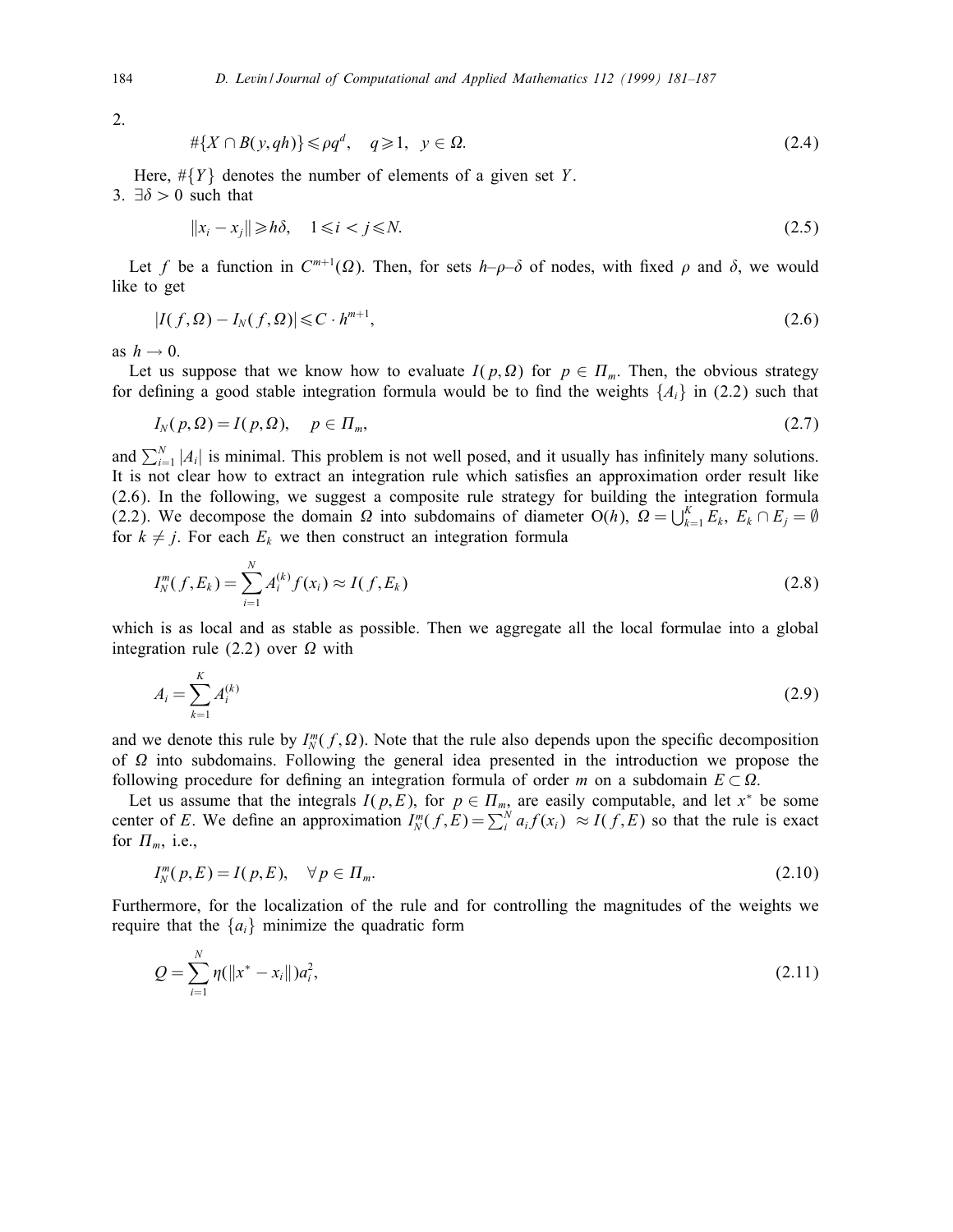2.

$$\#\{X \cap B(y, qh)\} \leqslant \rho q^d, \quad q \geqslant 1, \quad y \in \Omega. \tag{2.4}$$

Here, $\#\{Y\}$ denotes the number of elements of a given set $Y$.

3. $\exists \delta > 0$ such that

$$\|x_i - x_j\| \geqslant h\delta, \quad 1 \leqslant i < j \leqslant N. \tag{2.5}$$

Let $f$ be a function in $C^{m+1}(\Omega)$. Then, for sets $h$–$\rho$–$\delta$ of nodes, with fixed $\rho$ and $\delta$, we would like to get

$$|I(f, \Omega) - I_N(f, \Omega)| \leqslant C \cdot h^{m+1}, \tag{2.6}$$

as $h \to 0$.

Let us suppose that we know how to evaluate $I(p, \Omega)$ for $p \in \Pi_m$. Then, the obvious strategy for defining a good stable integration formula would be to find the weights $\{A_i\}$ in (2.2) such that

$$I_N(p, \Omega) = I(p, \Omega), \quad p \in \Pi_m, \tag{2.7}$$

and $\sum_{i=1}^N |A_i|$ is minimal. This problem is not well posed, and it usually has infinitely many solutions. It is not clear how to extract an integration rule which satisfies an approximation order result like (2.6). In the following, we suggest a composite rule strategy for building the integration formula (2.2). We decompose the domain $\Omega$ into subdomains of diameter $O(h)$, $\Omega = \bigcup_{k=1}^K E_k$, $E_k \cap E_j = \emptyset$ for $k \neq j$. For each $E_k$ we then construct an integration formula

$$I_N^m(f, E_k) = \sum_{i=1}^N A_i^{(k)} f(x_i) \approx I(f, E_k) \tag{2.8}$$

which is as local and as stable as possible. Then we aggregate all the local formulae into a global integration rule (2.2) over $\Omega$ with

$$A_i = \sum_{k=1}^K A_i^{(k)} \tag{2.9}$$

and we denote this rule by $I_N^m(f, \Omega)$. Note that the rule also depends upon the specific decomposition of $\Omega$ into subdomains. Following the general idea presented in the introduction we propose the following procedure for defining an integration formula of order $m$ on a subdomain $E \subset \Omega$.

Let us assume that the integrals $I(p, E)$, for $p \in \Pi_m$, are easily computable, and let $x^*$ be some center of $E$. We define an approximation $I_N^m(f, E) = \sum_i^N a_i f(x_i) \approx I(f, E)$ so that the rule is exact for $\Pi_m$, i.e.,

$$I_N^m(p, E) = I(p, E), \quad \forall p \in \Pi_m. \tag{2.10}$$

Furthermore, for the localization of the rule and for controlling the magnitudes of the weights we require that the $\{a_i\}$ minimize the quadratic form

$$Q = \sum_{i=1}^N \eta(\|x^* - x_i\|) a_i^2, \tag{2.11}$$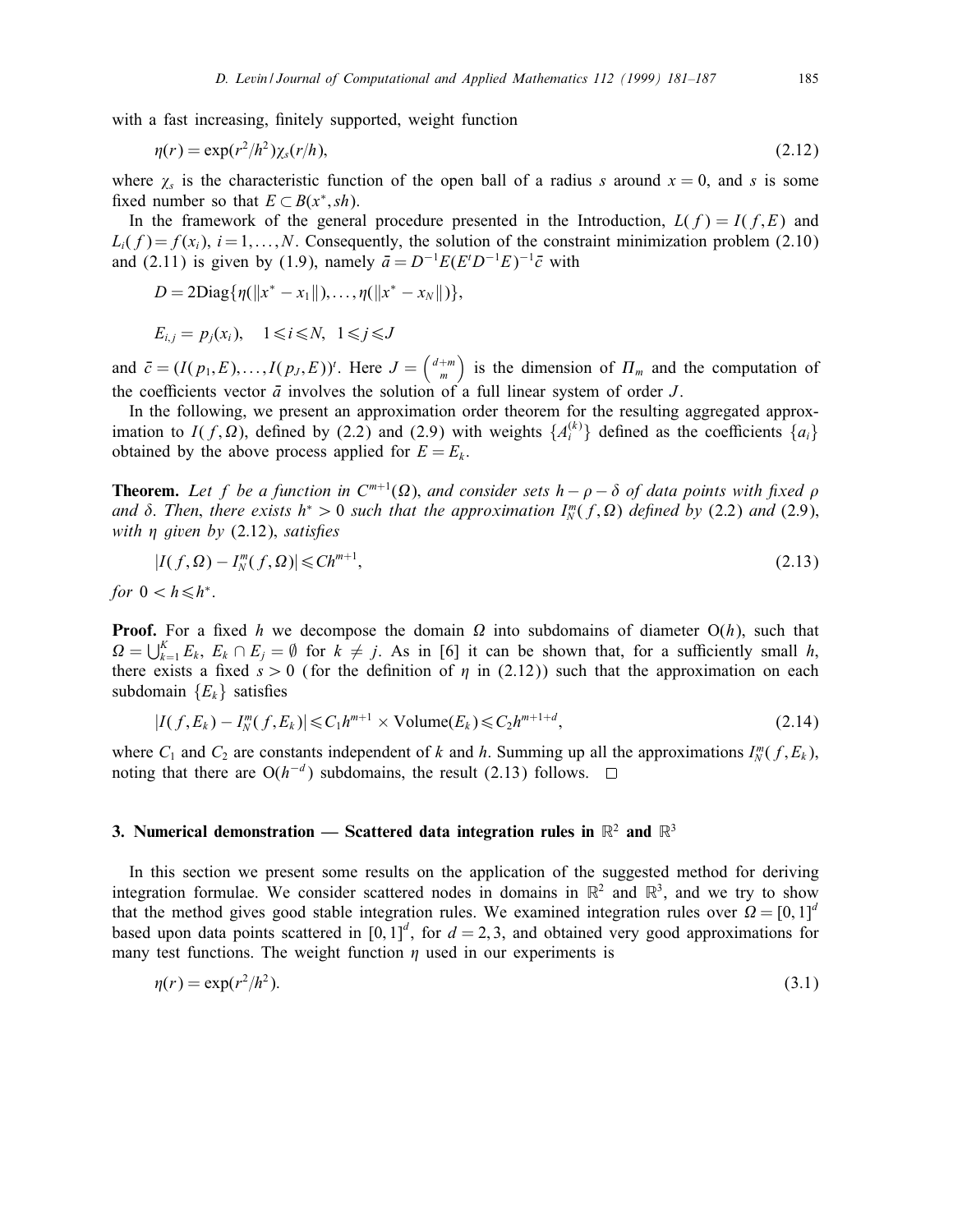with a fast increasing, finitely supported, weight function

$$\eta(r) = \exp(r^2/h^2)\chi_s(r/h), \tag{2.12}$$

where $\chi_s$ is the characteristic function of the open ball of a radius $s$ around $x = 0$, and $s$ is some fixed number so that $E \subset B(x^*, sh)$.

In the framework of the general procedure presented in the Introduction, $L(f) = I(f, E)$ and $L_i(f) = f(x_i)$, $i = 1, \dots, N$. Consequently, the solution of the constraint minimization problem (2.10) and (2.11) is given by (1.9), namely $\bar{a} = D^{-1}E(E^t D^{-1} E)^{-1}\bar{c}$ with

$$D = 2\mathrm{Diag}\{\eta(\|x^* - x_1\|), \dots, \eta(\|x^* - x_N\|)\},$$

$$E_{i,j} = p_j(x_i), \quad 1 \leqslant i \leqslant N, \ 1 \leqslant j \leqslant J$$

and $\bar{c} = (I(p_1, E), \dots, I(p_J, E))^t$. Here $J = \binom{d+m}{m}$ is the dimension of $\Pi_m$ and the computation of the coefficients vector $\bar{a}$ involves the solution of a full linear system of order $J$.

In the following, we present an approximation order theorem for the resulting aggregated approximation to $I(f, \Omega)$, defined by (2.2) and (2.9) with weights $\{A_i^{(k)}\}$ defined as the coefficients $\{a_i\}$ obtained by the above process applied for $E = E_k$.

**Theorem.** *Let $f$ be a function in $C^{m+1}(\Omega)$, and consider sets $h - \rho - \delta$ of data points with fixed $\rho$ and $\delta$. Then, there exists $h^* > 0$ such that the approximation $I_N^m(f, \Omega)$ defined by* (2.2) *and* (2.9), *with $\eta$ given by* (2.12), *satisfies*

$$|I(f, \Omega) - I_N^m(f, \Omega)| \leqslant Ch^{m+1}, \tag{2.13}$$

*for $0 < h \leqslant h^*$.*

**Proof.** For a fixed $h$ we decompose the domain $\Omega$ into subdomains of diameter $O(h)$, such that $\Omega = \bigcup_{k=1}^K E_k$, $E_k \cap E_j = \emptyset$ for $k \neq j$. As in [6] it can be shown that, for a sufficiently small $h$, there exists a fixed $s > 0$ (for the definition of $\eta$ in (2.12)) such that the approximation on each subdomain $\{E_k\}$ satisfies

$$|I(f, E_k) - I_N^m(f, E_k)| \leqslant C_1 h^{m+1} \times \mathrm{Volume}(E_k) \leqslant C_2 h^{m+1+d}, \tag{2.14}$$

where $C_1$ and $C_2$ are constants independent of $k$ and $h$. Summing up all the approximations $I_N^m(f, E_k)$, noting that there are $O(h^{-d})$ subdomains, the result (2.13) follows. $\square$

## 3. Numerical demonstration — Scattered data integration rules in $\mathbb{R}^2$ and $\mathbb{R}^3$

In this section we present some results on the application of the suggested method for deriving integration formulae. We consider scattered nodes in domains in $\mathbb{R}^2$ and $\mathbb{R}^3$, and we try to show that the method gives good stable integration rules. We examined integration rules over $\Omega = [0, 1]^d$ based upon data points scattered in $[0, 1]^d$, for $d = 2, 3$, and obtained very good approximations for many test functions. The weight function $\eta$ used in our experiments is

$$\eta(r) = \exp(r^2/h^2). \tag{3.1}$$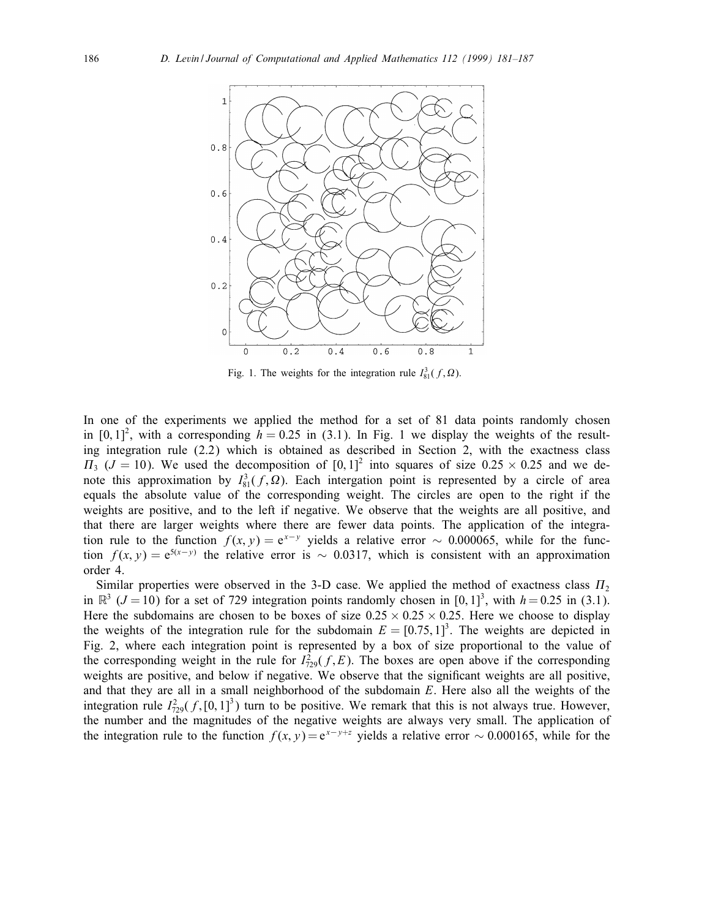Fig. 1. The weights for the integration rule $I^3_{81}(f,\Omega)$.

In one of the experiments we applied the method for a set of 81 data points randomly chosen in $[0,1]^2$, with a corresponding $h=0.25$ in (3.1). In Fig. 1 we display the weights of the resulting integration rule (2.2) which is obtained as described in Section 2, with the exactness class $\Pi_3$ ($J=10$). We used the decomposition of $[0,1]^2$ into squares of size $0.25\times 0.25$ and we denote this approximation by $I^3_{81}(f,\Omega)$. Each intergation point is represented by a circle of area equals the absolute value of the corresponding weight. The circles are open to the right if the weights are positive, and to the left if negative. We observe that the weights are all positive, and that there are larger weights where there are fewer data points. The application of the integration rule to the function $f(x,y)=e^{x-y}$ yields a relative error $\sim 0.000065$, while for the function $f(x,y)=e^{5(x-y)}$ the relative error is $\sim 0.0317$, which is consistent with an approximation order 4.

Similar properties were observed in the 3-D case. We applied the method of exactness class $\Pi_2$ in $\mathbb{R}^3$ ($J=10$) for a set of 729 integration points randomly chosen in $[0,1]^3$, with $h=0.25$ in (3.1). Here the subdomains are chosen to be boxes of size $0.25\times 0.25\times 0.25$. Here we choose to display the weights of the integration rule for the subdomain $E=[0.75,1]^3$. The weights are depicted in Fig. 2, where each integration point is represented by a box of size proportional to the value of the corresponding weight in the rule for $I^2_{729}(f,E)$. The boxes are open above if the corresponding weights are positive, and below if negative. We observe that the significant weights are all positive, and that they are all in a small neighborhood of the subdomain $E$. Here also all the weights of the integration rule $I^2_{729}(f,[0,1]^3)$ turn to be positive. We remark that this is not always true. However, the number and the magnitudes of the negative weights are always very small. The application of the integration rule to the function $f(x,y)=e^{x-y+z}$ yields a relative error $\sim 0.000165$, while for the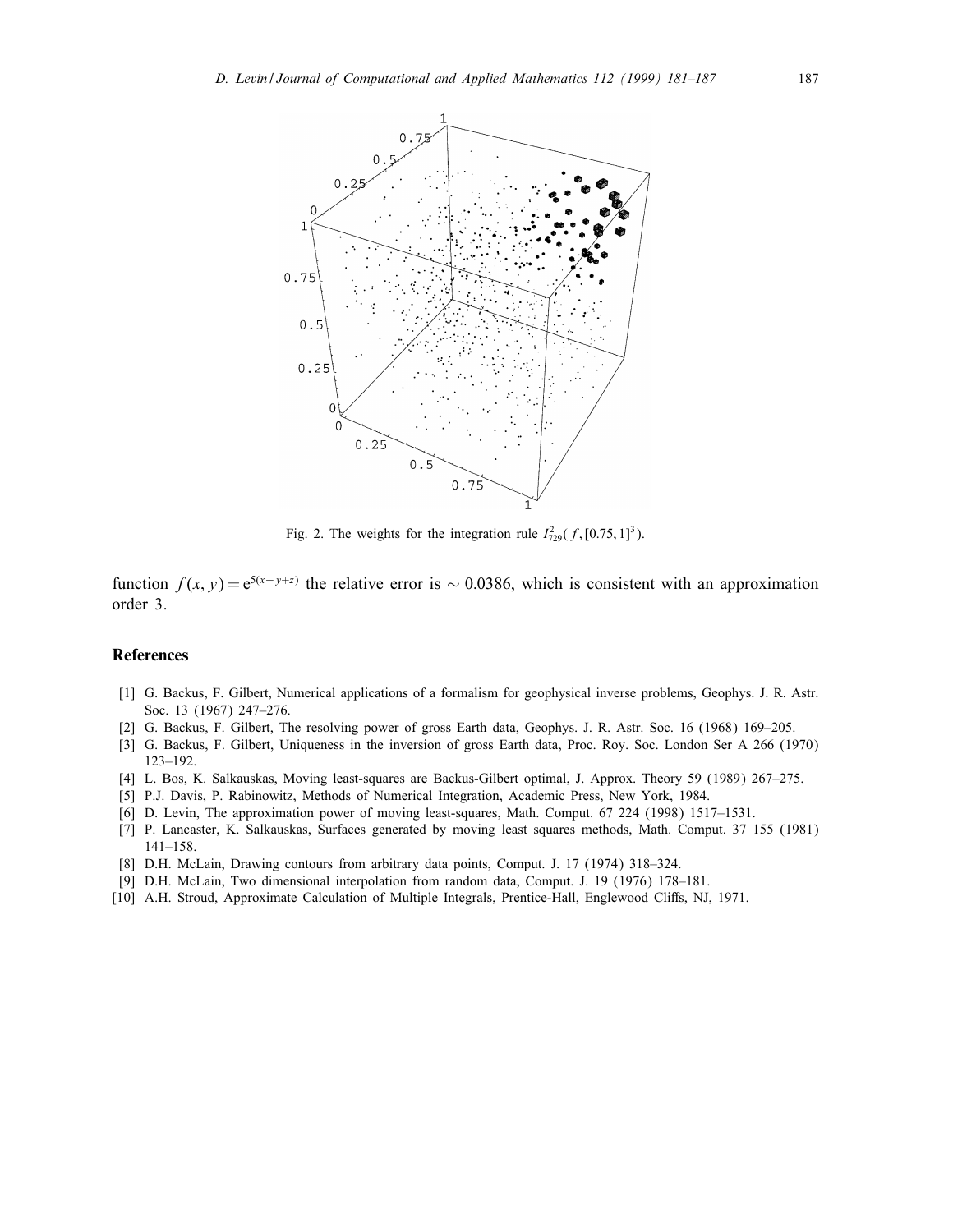0.75
0.5
0.25
0
1
0.75
0.5
0.25
0
0
0.25
0.5
0.75
1
1

Fig. 2. The weights for the integration rule $I^2_{729}(f, [0.75, 1]^3)$.

function $f(x, y) = e^{5(x-y+z)}$ the relative error is $\sim 0.0386$, which is consistent with an approximation order 3.

## References

[1] G. Backus, F. Gilbert, Numerical applications of a formalism for geophysical inverse problems, Geophys. J. R. Astr. Soc. 13 (1967) 247–276.

[2] G. Backus, F. Gilbert, The resolving power of gross Earth data, Geophys. J. R. Astr. Soc. 16 (1968) 169–205.

[3] G. Backus, F. Gilbert, Uniqueness in the inversion of gross Earth data, Proc. Roy. Soc. London Ser A 266 (1970) 123–192.

[4] L. Bos, K. Salkauskas, Moving least-squares are Backus-Gilbert optimal, J. Approx. Theory 59 (1989) 267–275.

[5] P.J. Davis, P. Rabinowitz, Methods of Numerical Integration, Academic Press, New York, 1984.

[6] D. Levin, The approximation power of moving least-squares, Math. Comput. 67 224 (1998) 1517–1531.

[7] P. Lancaster, K. Salkauskas, Surfaces generated by moving least squares methods, Math. Comput. 37 155 (1981) 141–158.

[8] D.H. McLain, Drawing contours from arbitrary data points, Comput. J. 17 (1974) 318–324.

[9] D.H. McLain, Two dimensional interpolation from random data, Comput. J. 19 (1976) 178–181.

[10] A.H. Stroud, Approximate Calculation of Multiple Integrals, Prentice-Hall, Englewood Cliffs, NJ, 1971.